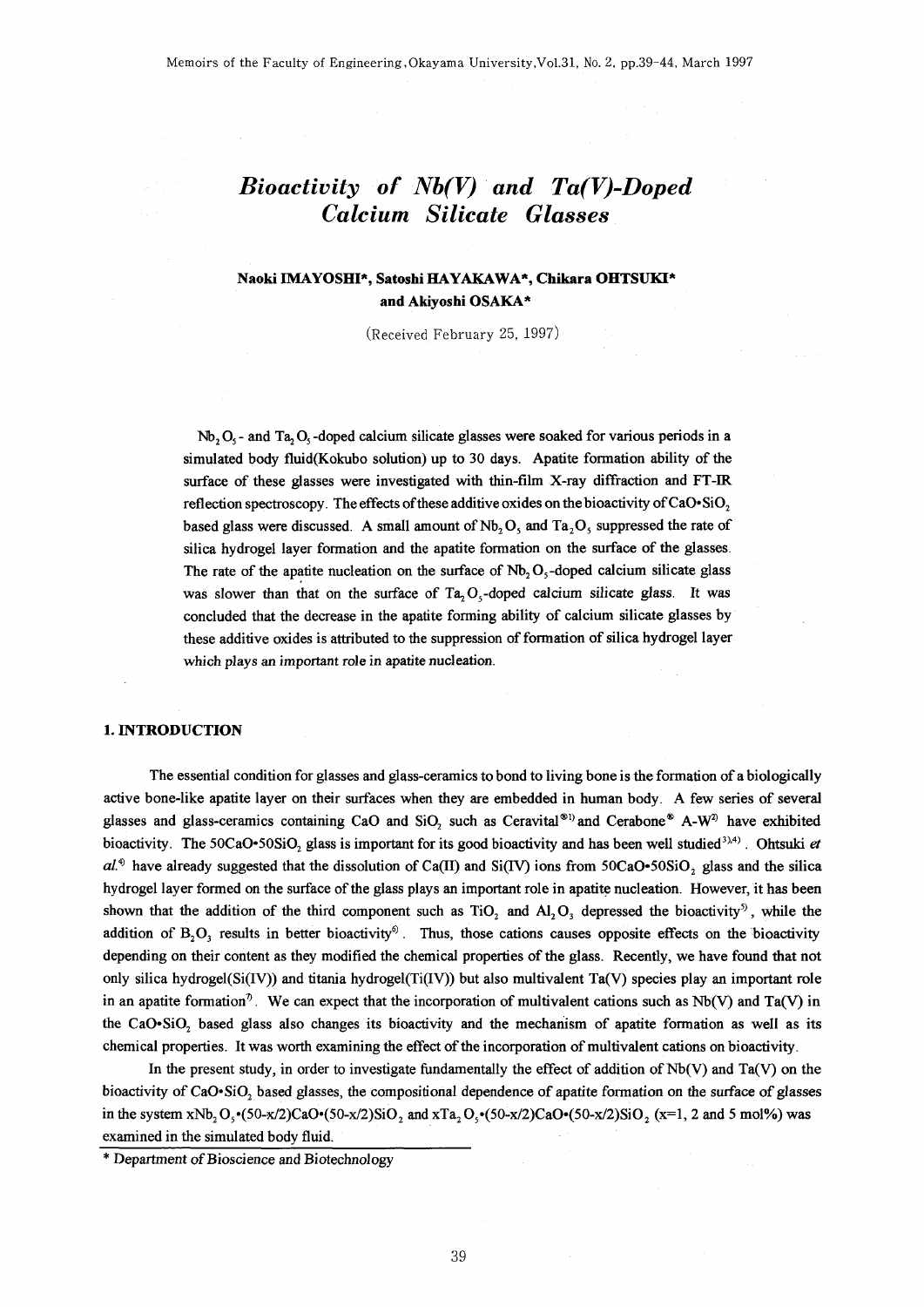# *Bioactivity of Nb(V) and Ta(V)-Doped Calcium Silicate Glasses*

**Naoki IMAYOSHI\*, Satoshi HAYAKAWA\*, Chikara OHTSUKI\* and Akiyoshi OSAKA\***

(Received February 25, 1997)

$Nb_2O_5$- and $Ta_2O_5$-doped calcium silicate glasses were soaked for various periods in a simulated body fluid(Kokubo solution) up to 30 days. Apatite formation ability of the surface of these glasses were investigated with thin-film X-ray diffraction and FT-IR reflection spectroscopy. The effects of these additive oxides on the bioactivity of $CaO \cdot SiO_2$ based glass were discussed. A small amount of $Nb_2O_5$ and $Ta_2O_5$ suppressed the rate of silica hydrogel layer formation and the apatite formation on the surface of the glasses. The rate of the apatite nucleation on the surface of $Nb_2O_5$-doped calcium silicate glass was slower than that on the surface of $Ta_2O_5$-doped calcium silicate glass. It was concluded that the decrease in the apatite forming ability of calcium silicate glasses by these additive oxides is attributed to the suppression of formation of silica hydrogel layer which plays an important role in apatite nucleation.

## 1. INTRODUCTION

The essential condition for glasses and glass-ceramics to bond to living bone is the formation of a biologically active bone-like apatite layer on their surfaces when they are embedded in human body. A few series of several glasses and glass-ceramics containing CaO and $SiO_2$ such as Ceravital®[1] and Cerabone® A-W[2] have exhibited bioactivity. The $50CaO \cdot 50SiO_2$ glass is important for its good bioactivity and has been well studied[3,4]. Ohtsuki *et al.*[4] have already suggested that the dissolution of Ca(II) and Si(IV) ions from $50CaO \cdot 50SiO_2$ glass and the silica hydrogel layer formed on the surface of the glass plays an important role in apatite nucleation. However, it has been shown that the addition of the third component such as $TiO_2$ and $Al_2O_3$ depressed the bioactivity[5], while the addition of $B_2O_3$ results in better bioactivity[6]. Thus, those cations causes opposite effects on the bioactivity depending on their content as they modified the chemical properties of the glass. Recently, we have found that not only silica hydrogel(Si(IV)) and titania hydrogel(Ti(IV)) but also multivalent Ta(V) species play an important role in an apatite formation[7]. We can expect that the incorporation of multivalent cations such as Nb(V) and Ta(V) in the $CaO \cdot SiO_2$ based glass also changes its bioactivity and the mechanism of apatite formation as well as its chemical properties. It was worth examining the effect of the incorporation of multivalent cations on bioactivity.

In the present study, in order to investigate fundamentally the effect of addition of Nb(V) and Ta(V) on the bioactivity of $CaO \cdot SiO_2$ based glasses, the compositional dependence of apatite formation on the surface of glasses in the system $xNb_2O_5 \cdot (50-x/2)CaO \cdot (50-x/2)SiO_2$ and $xTa_2O_5 \cdot (50-x/2)CaO \cdot (50-x/2)SiO_2$ (x=1, 2 and 5 mol%) was examined in the simulated body fluid.

\* Department of Bioscience and Biotechnology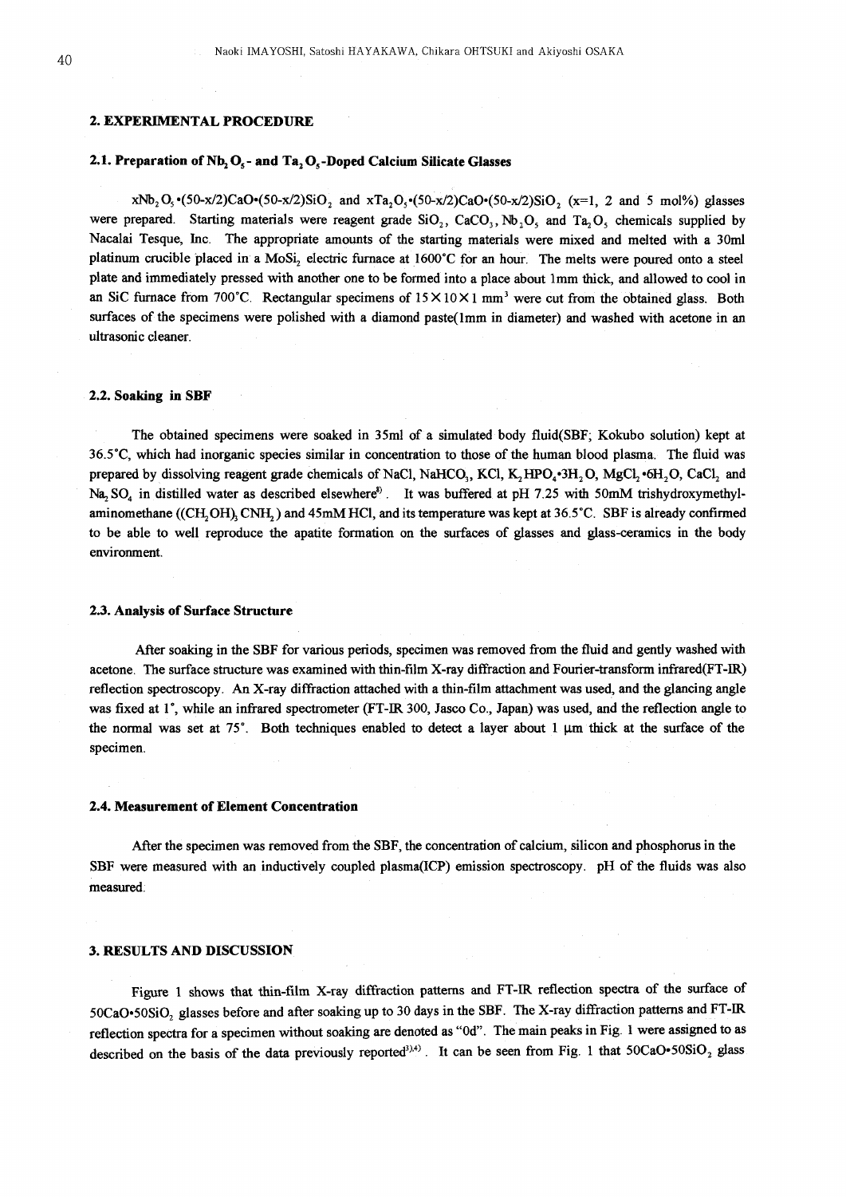## 2. EXPERIMENTAL PROCEDURE

### 2.1. Preparation of $Nb_2O_5$- and $Ta_2O_5$-Doped Calcium Silicate Glasses

$xNb_2O_5 \cdot (50\text{-}x/2)CaO \cdot (50\text{-}x/2)SiO_2$ and $xTa_2O_5 \cdot (50\text{-}x/2)CaO \cdot (50\text{-}x/2)SiO_2$ (x=1, 2 and 5 mol%) glasses were prepared. Starting materials were reagent grade $SiO_2$, $CaCO_3$, $Nb_2O_5$ and $Ta_2O_5$ chemicals supplied by Nacalai Tesque, Inc. The appropriate amounts of the starting materials were mixed and melted with a 30ml platinum crucible placed in a $MoSi_2$ electric furnace at 1600°C for an hour. The melts were poured onto a steel plate and immediately pressed with another one to be formed into a place about 1mm thick, and allowed to cool in an SiC furnace from 700°C. Rectangular specimens of $15 \times 10 \times 1$ mm$^3$ were cut from the obtained glass. Both surfaces of the specimens were polished with a diamond paste(1mm in diameter) and washed with acetone in an ultrasonic cleaner.

### 2.2. Soaking in SBF

The obtained specimens were soaked in 35ml of a simulated body fluid(SBF; Kokubo solution) kept at 36.5°C, which had inorganic species similar in concentration to those of the human blood plasma. The fluid was prepared by dissolving reagent grade chemicals of NaCl, $NaHCO_3$, KCl, $K_2HPO_4 \cdot 3H_2O$, $MgCl_2 \cdot 6H_2O$, $CaCl_2$ and $Na_2SO_4$ in distilled water as described elsewhere[8]. It was buffered at pH 7.25 with 50mM trishydroxymethylaminomethane ($(CH_2OH)_3CNH_2$) and 45mM HCl, and its temperature was kept at 36.5°C. SBF is already confirmed to be able to well reproduce the apatite formation on the surfaces of glasses and glass-ceramics in the body environment.

### 2.3. Analysis of Surface Structure

After soaking in the SBF for various periods, specimen was removed from the fluid and gently washed with acetone. The surface structure was examined with thin-film X-ray diffraction and Fourier-transform infrared(FT-IR) reflection spectroscopy. An X-ray diffraction attached with a thin-film attachment was used, and the glancing angle was fixed at 1°, while an infrared spectrometer (FT-IR 300, Jasco Co., Japan) was used, and the reflection angle to the normal was set at 75°. Both techniques enabled to detect a layer about 1 μm thick at the surface of the specimen.

### 2.4. Measurement of Element Concentration

After the specimen was removed from the SBF, the concentration of calcium, silicon and phosphorus in the SBF were measured with an inductively coupled plasma(ICP) emission spectroscopy. pH of the fluids was also measured.

## 3. RESULTS AND DISCUSSION

Figure 1 shows that thin-film X-ray diffraction patterns and FT-IR reflection spectra of the surface of $50CaO \cdot 50SiO_2$ glasses before and after soaking up to 30 days in the SBF. The X-ray diffraction patterns and FT-IR reflection spectra for a specimen without soaking are denoted as "0d". The main peaks in Fig. 1 were assigned to as described on the basis of the data previously reported[3),4)]. It can be seen from Fig. 1 that $50CaO \cdot 50SiO_2$ glass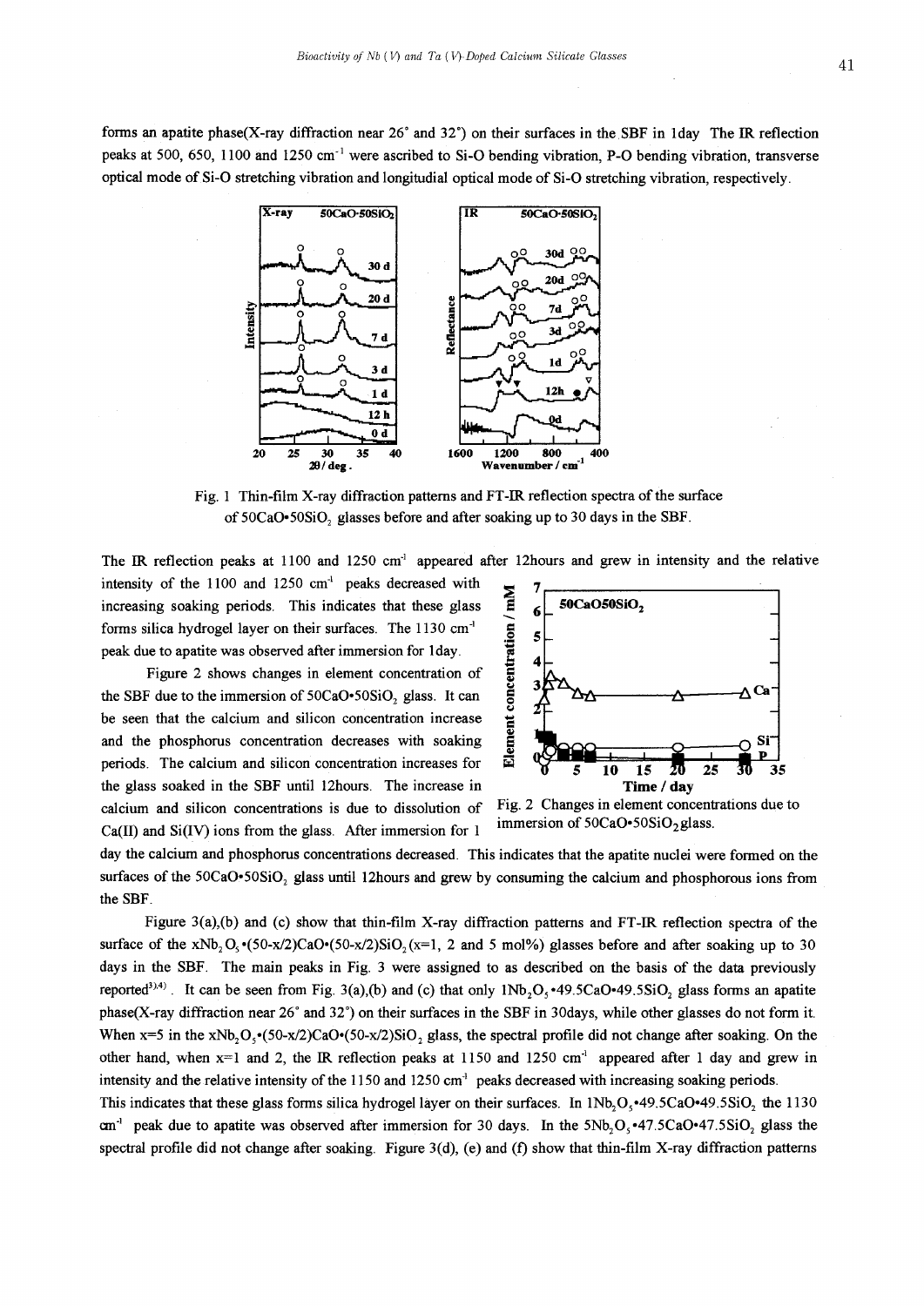forms an apatite phase(X-ray diffraction near 26° and 32°) on their surfaces in the SBF in 1day The IR reflection peaks at 500, 650, 1100 and 1250 $cm^{-1}$ were ascribed to Si-O bending vibration, P-O bending vibration, transverse optical mode of Si-O stretching vibration and longitudial optical mode of Si-O stretching vibration, respectively.

Fig. 1 Thin-film X-ray diffraction patterns and FT-IR reflection spectra of the surface of $50CaO•50SiO_2$ glasses before and after soaking up to 30 days in the SBF.

The IR reflection peaks at 1100 and 1250 $cm^{-1}$ appeared after 12hours and grew in intensity and the relative intensity of the 1100 and 1250 $cm^{-1}$ peaks decreased with increasing soaking periods. This indicates that these glass forms silica hydrogel layer on their surfaces. The 1130 $cm^{-1}$ peak due to apatite was observed after immersion for 1day.

Figure 2 shows changes in element concentration of the SBF due to the immersion of $50CaO•50SiO_2$ glass. It can be seen that the calcium and silicon concentration increase and the phosphorus concentration decreases with soaking periods. The calcium and silicon concentration increases for the glass soaked in the SBF until 12hours. The increase in calcium and silicon concentrations is due to dissolution of Ca(II) and Si(IV) ions from the glass. After immersion for 1 day the calcium and phosphorus concentrations decreased. This indicates that the apatite nuclei were formed on the surfaces of the $50CaO•50SiO_2$ glass until 12hours and grew by consuming the calcium and phosphorous ions from the SBF.

Fig. 2 Changes in element concentrations due to immersion of $50CaO•50SiO_2$glass.

Figure 3(a),(b) and (c) show that thin-film X-ray diffraction patterns and FT-IR reflection spectra of the surface of the $xNb_2O_5•(50-x/2)CaO•(50-x/2)SiO_2$ (x=1, 2 and 5 mol%) glasses before and after soaking up to 30 days in the SBF. The main peaks in Fig. 3 were assigned to as described on the basis of the data previously reported[3),4)]. It can be seen from Fig. 3(a),(b) and (c) that only $1Nb_2O_5•49.5CaO•49.5SiO_2$ glass forms an apatite phase(X-ray diffraction near 26° and 32°) on their surfaces in the SBF in 30days, while other glasses do not form it. When x=5 in the $xNb_2O_5•(50-x/2)CaO•(50-x/2)SiO_2$ glass, the spectral profile did not change after soaking. On the other hand, when x=1 and 2, the IR reflection peaks at 1150 and 1250 $cm^{-1}$ appeared after 1 day and grew in intensity and the relative intensity of the 1150 and 1250 $cm^{-1}$ peaks decreased with increasing soaking periods.
This indicates that these glass forms silica hydrogel layer on their surfaces. In $1Nb_2O_5•49.5CaO•49.5SiO_2$ the 1130 $cm^{-1}$ peak due to apatite was observed after immersion for 30 days. In the $5Nb_2O_5•47.5CaO•47.5SiO_2$ glass the spectral profile did not change after soaking. Figure 3(d), (e) and (f) show that thin-film X-ray diffraction patterns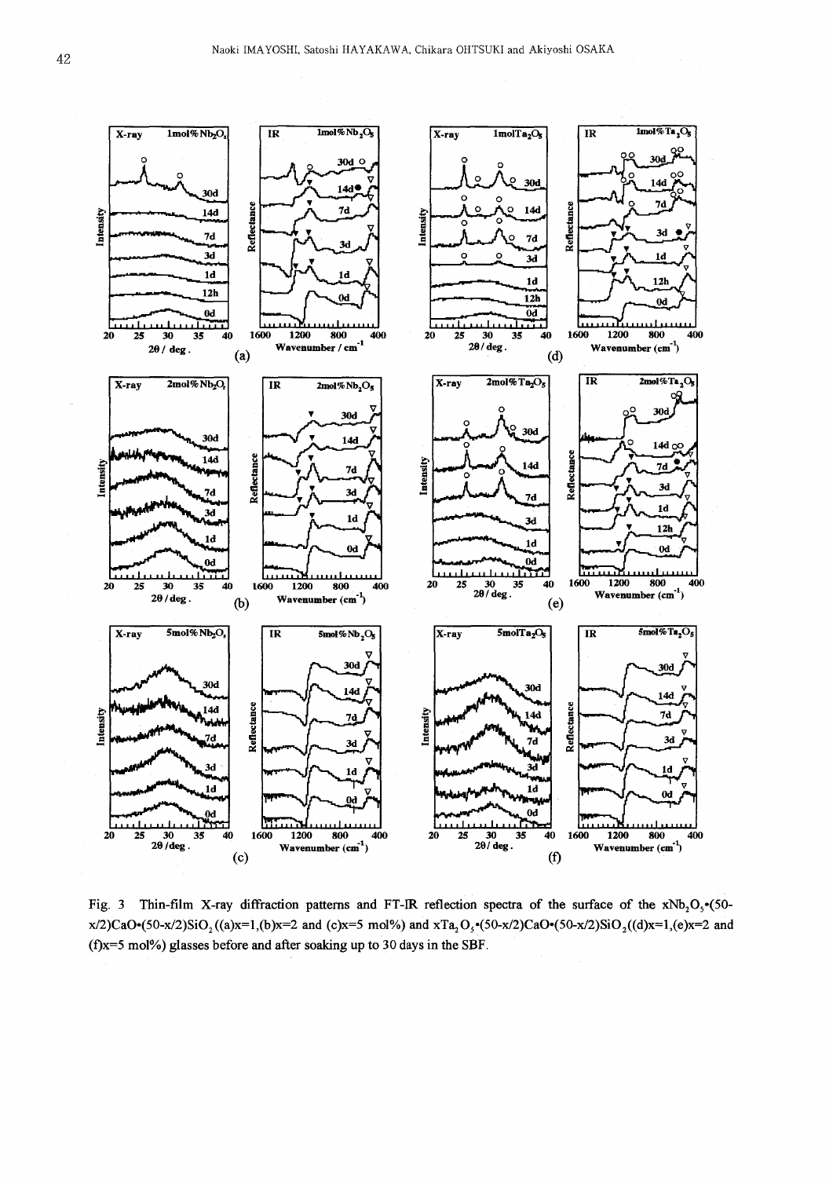Fig. 3 Thin-film X-ray diffraction patterns and FT-IR reflection spectra of the surface of the $xNb_2O_5 \cdot (50-x/2)CaO \cdot (50-x/2)SiO_2$ ((a)x=1,(b)x=2 and (c)x=5 mol%) and $xTa_2O_5 \cdot (50-x/2)CaO \cdot (50-x/2)SiO_2$ ((d)x=1,(e)x=2 and (f)x=5 mol%) glasses before and after soaking up to 30 days in the SBF.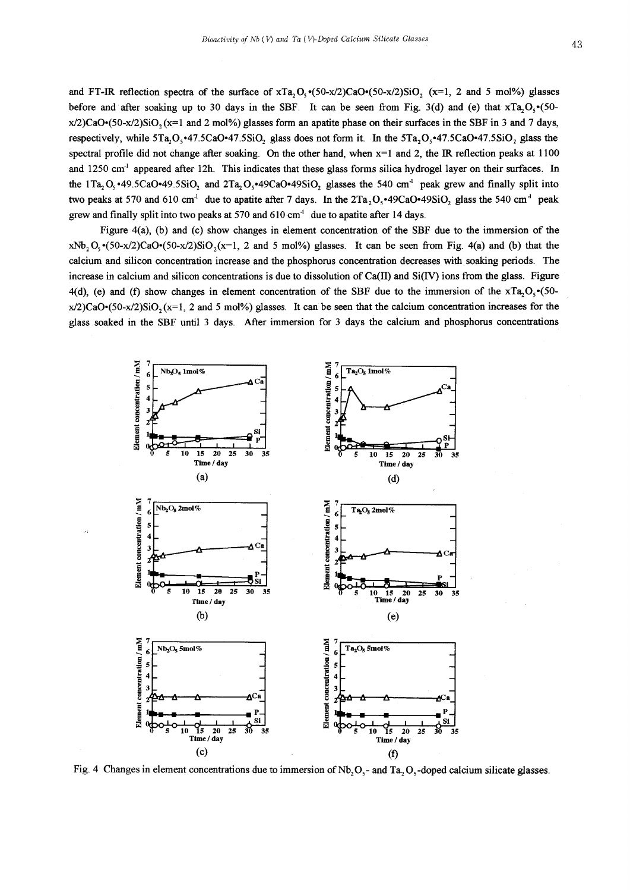and FT-IR reflection spectra of the surface of $xTa_2O_5\bullet(50\text{-}x/2)CaO\bullet(50\text{-}x/2)SiO_2$ (x=1, 2 and 5 mol%) glasses before and after soaking up to 30 days in the SBF. It can be seen from Fig. 3(d) and (e) that $xTa_2O_5\bullet(50\text{-}x/2)CaO\bullet(50\text{-}x/2)SiO_2$ (x=1 and 2 mol%) glasses form an apatite phase on their surfaces in the SBF in 3 and 7 days, respectively, while $5Ta_2O_5\bullet47.5CaO\bullet47.5SiO_2$ glass does not form it. In the $5Ta_2O_5\bullet47.5CaO\bullet47.5SiO_2$ glass the spectral profile did not change after soaking. On the other hand, when x=1 and 2, the IR reflection peaks at 1100 and 1250 $cm^{-1}$ appeared after 12h. This indicates that these glass forms silica hydrogel layer on their surfaces. In the $1Ta_2O_5\bullet49.5CaO\bullet49.5SiO_2$ and $2Ta_2O_5\bullet49CaO\bullet49SiO_2$ glasses the 540 $cm^{-1}$ peak grew and finally split into two peaks at 570 and 610 $cm^{-1}$ due to apatite after 7 days. In the $2Ta_2O_5\bullet49CaO\bullet49SiO_2$ glass the 540 $cm^{-1}$ peak grew and finally split into two peaks at 570 and 610 $cm^{-1}$ due to apatite after 14 days.

Figure 4(a), (b) and (c) show changes in element concentration of the SBF due to the immersion of the $xNb_2O_5\bullet(50\text{-}x/2)CaO\bullet(50\text{-}x/2)SiO_2$(x=1, 2 and 5 mol%) glasses. It can be seen from Fig. 4(a) and (b) that the calcium and silicon concentration increase and the phosphorus concentration decreases with soaking periods. The increase in calcium and silicon concentrations is due to dissolution of Ca(II) and Si(IV) ions from the glass. Figure 4(d), (e) and (f) show changes in element concentration of the SBF due to the immersion of the $xTa_2O_5\bullet(50\text{-}x/2)CaO\bullet(50\text{-}x/2)SiO_2$(x=1, 2 and 5 mol%) glasses. It can be seen that the calcium concentration increases for the glass soaked in the SBF until 3 days. After immersion for 3 days the calcium and phosphorus concentrations

Fig. 4 Changes in element concentrations due to immersion of $Nb_2O_5$- and $Ta_2O_5$-doped calcium silicate glasses.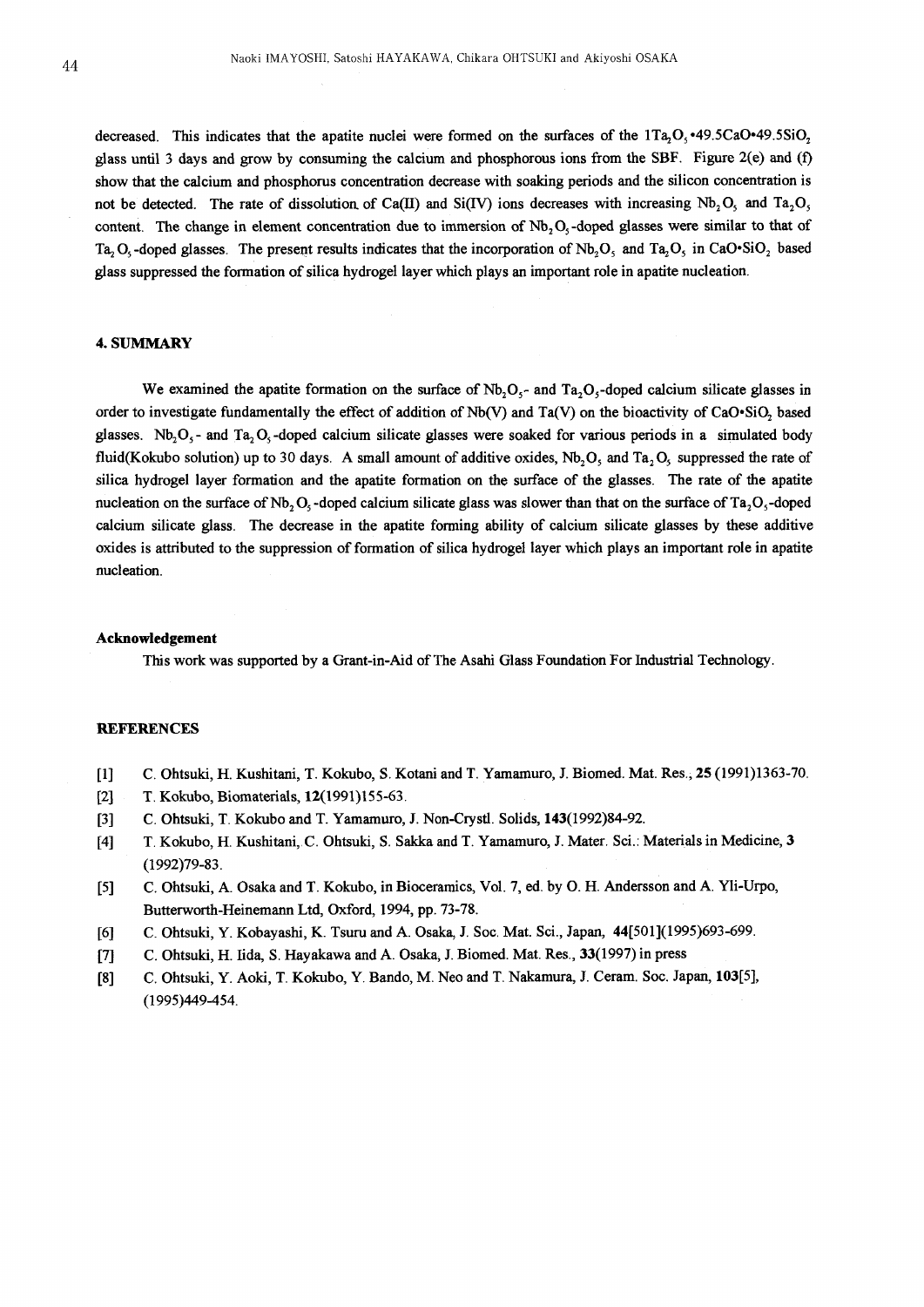decreased. This indicates that the apatite nuclei were formed on the surfaces of the $1Ta_2O_5 \bullet 49.5CaO \bullet 49.5SiO_2$ glass until 3 days and grow by consuming the calcium and phosphorous ions from the SBF. Figure 2(e) and (f) show that the calcium and phosphorus concentration decrease with soaking periods and the silicon concentration is not be detected. The rate of dissolution of Ca(II) and Si(IV) ions decreases with increasing $Nb_2O_5$ and $Ta_2O_5$ content. The change in element concentration due to immersion of $Nb_2O_5$-doped glasses were similar to that of $Ta_2O_5$-doped glasses. The present results indicates that the incorporation of $Nb_2O_5$ and $Ta_2O_5$ in $CaO \bullet SiO_2$ based glass suppressed the formation of silica hydrogel layer which plays an important role in apatite nucleation.

## 4. SUMMARY

We examined the apatite formation on the surface of $Nb_2O_5$- and $Ta_2O_5$-doped calcium silicate glasses in order to investigate fundamentally the effect of addition of Nb(V) and Ta(V) on the bioactivity of $CaO \bullet SiO_2$ based glasses. $Nb_2O_5$- and $Ta_2O_5$-doped calcium silicate glasses were soaked for various periods in a simulated body fluid(Kokubo solution) up to 30 days. A small amount of additive oxides, $Nb_2O_5$ and $Ta_2O_5$ suppressed the rate of silica hydrogel layer formation and the apatite formation on the surface of the glasses. The rate of the apatite nucleation on the surface of $Nb_2O_5$-doped calcium silicate glass was slower than that on the surface of $Ta_2O_5$-doped calcium silicate glass. The decrease in the apatite forming ability of calcium silicate glasses by these additive oxides is attributed to the suppression of formation of silica hydrogel layer which plays an important role in apatite nucleation.

### Acknowledgement

This work was supported by a Grant-in-Aid of The Asahi Glass Foundation For Industrial Technology.

## REFERENCES

[1] C. Ohtsuki, H. Kushitani, T. Kokubo, S. Kotani and T. Yamamuro, J. Biomed. Mat. Res., **25** (1991)1363-70.

[2] T. Kokubo, Biomaterials, **12**(1991)155-63.

[3] C. Ohtsuki, T. Kokubo and T. Yamamuro, J. Non-Crystl. Solids, **143**(1992)84-92.

[4] T. Kokubo, H. Kushitani, C. Ohtsuki, S. Sakka and T. Yamamuro, J. Mater. Sci.: Materials in Medicine, **3** (1992)79-83.

[5] C. Ohtsuki, A. Osaka and T. Kokubo, in Bioceramics, Vol. 7, ed. by O. H. Andersson and A. Yli-Urpo, Butterworth-Heinemann Ltd, Oxford, 1994, pp. 73-78.

[6] C. Ohtsuki, Y. Kobayashi, K. Tsuru and A. Osaka, J. Soc. Mat. Sci., Japan, **44**[501](1995)693-699.

[7] C. Ohtsuki, H. Iida, S. Hayakawa and A. Osaka, J. Biomed. Mat. Res., **33**(1997) in press

[8] C. Ohtsuki, Y. Aoki, T. Kokubo, Y. Bando, M. Neo and T. Nakamura, J. Ceram. Soc. Japan, **103**[5], (1995)449-454.